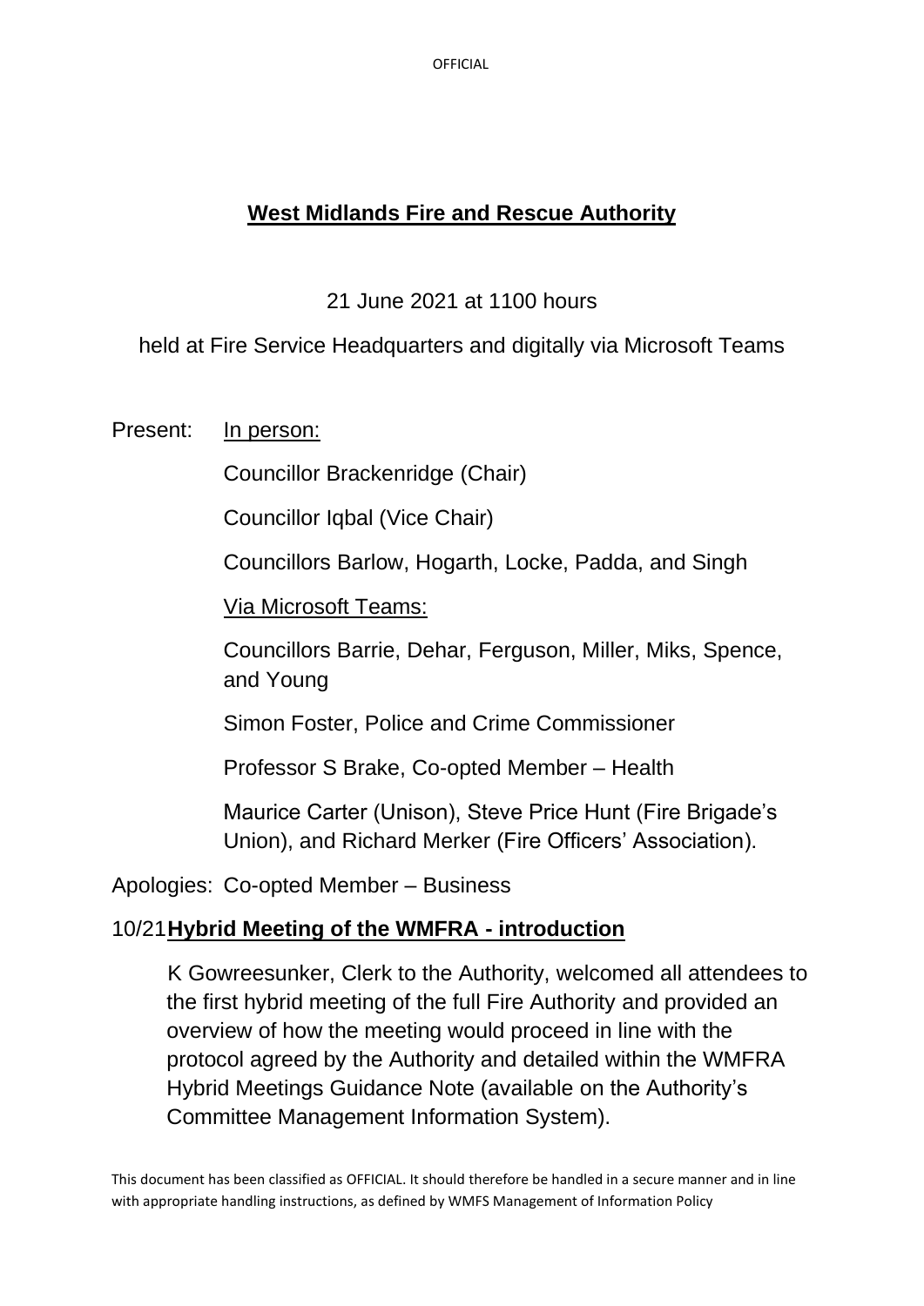# West Midlands Fire and Rescue Authority

21 June 2021 at 1100 hours

held at Fire Service Headquarters and digitally via Microsoft Teams

Present: In person:

Councillor Brackenridge (Chair)

Councillor Iqbal (Vice Chair)

Councillors Barlow, Hogarth, Locke, Padda, and Singh

Via Microsoft Teams:

Councillors Barrie, Dehar, Ferguson, Miller, Miks, Spence, and Young

Simon Foster, Police and Crime Commissioner

Professor S Brake, Co-opted Member – Health

Maurice Carter (Unison), Steve Price Hunt (Fire Brigade's Union), and Richard Merker (Fire Officers' Association).

Apologies: Co-opted Member – Business

## 10/21 Hybrid Meeting of the WMFRA - introduction

K Gowreesunker, Clerk to the Authority, welcomed all attendees to the first hybrid meeting of the full Fire Authority and provided an overview of how the meeting would proceed in line with the protocol agreed by the Authority and detailed within the WMFRA Hybrid Meetings Guidance Note (available on the Authority's Committee Management Information System).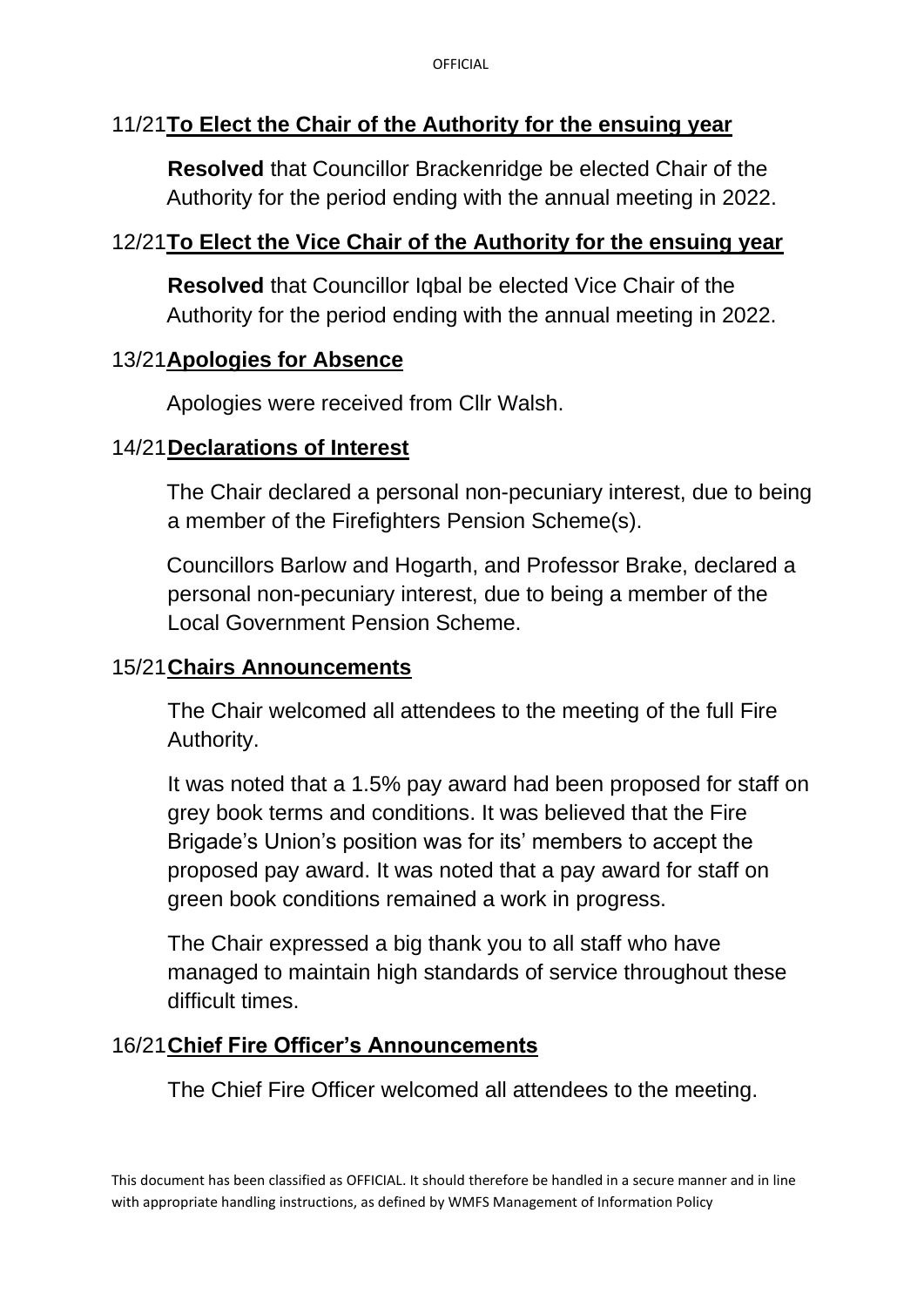## 11/21 To Elect the Chair of the Authority for the ensuing year

**Resolved** that Councillor Brackenridge be elected Chair of the Authority for the period ending with the annual meeting in 2022.

## 12/21 To Elect the Vice Chair of the Authority for the ensuing year

**Resolved** that Councillor Iqbal be elected Vice Chair of the Authority for the period ending with the annual meeting in 2022.

## 13/21 Apologies for Absence

Apologies were received from Cllr Walsh.

## 14/21 Declarations of Interest

The Chair declared a personal non-pecuniary interest, due to being a member of the Firefighters Pension Scheme(s).

Councillors Barlow and Hogarth, and Professor Brake, declared a personal non-pecuniary interest, due to being a member of the Local Government Pension Scheme.

## 15/21 Chairs Announcements

The Chair welcomed all attendees to the meeting of the full Fire Authority.

It was noted that a 1.5% pay award had been proposed for staff on grey book terms and conditions. It was believed that the Fire Brigade's Union's position was for its' members to accept the proposed pay award. It was noted that a pay award for staff on green book conditions remained a work in progress.

The Chair expressed a big thank you to all staff who have managed to maintain high standards of service throughout these difficult times.

## 16/21 Chief Fire Officer's Announcements

The Chief Fire Officer welcomed all attendees to the meeting.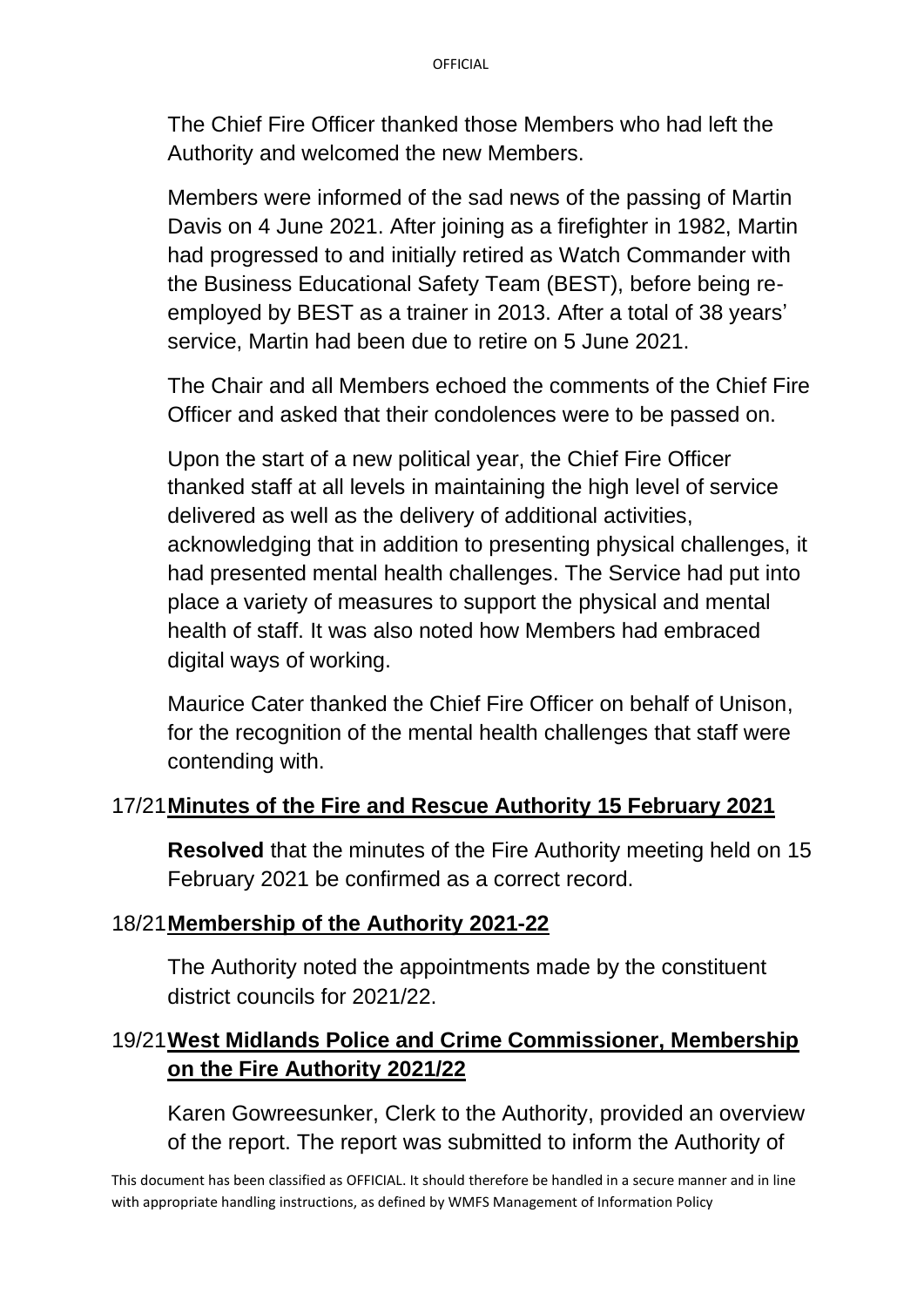The Chief Fire Officer thanked those Members who had left the Authority and welcomed the new Members.

Members were informed of the sad news of the passing of Martin Davis on 4 June 2021. After joining as a firefighter in 1982, Martin had progressed to and initially retired as Watch Commander with the Business Educational Safety Team (BEST), before being re-employed by BEST as a trainer in 2013. After a total of 38 years' service, Martin had been due to retire on 5 June 2021.

The Chair and all Members echoed the comments of the Chief Fire Officer and asked that their condolences were to be passed on.

Upon the start of a new political year, the Chief Fire Officer thanked staff at all levels in maintaining the high level of service delivered as well as the delivery of additional activities, acknowledging that in addition to presenting physical challenges, it had presented mental health challenges. The Service had put into place a variety of measures to support the physical and mental health of staff. It was also noted how Members had embraced digital ways of working.

Maurice Cater thanked the Chief Fire Officer on behalf of Unison, for the recognition of the mental health challenges that staff were contending with.

## 17/21 **Minutes of the Fire and Rescue Authority 15 February 2021**

**Resolved** that the minutes of the Fire Authority meeting held on 15 February 2021 be confirmed as a correct record.

## 18/21 **Membership of the Authority 2021-22**

The Authority noted the appointments made by the constituent district councils for 2021/22.

## 19/21 **West Midlands Police and Crime Commissioner, Membership on the Fire Authority 2021/22**

Karen Gowreesunker, Clerk to the Authority, provided an overview of the report. The report was submitted to inform the Authority of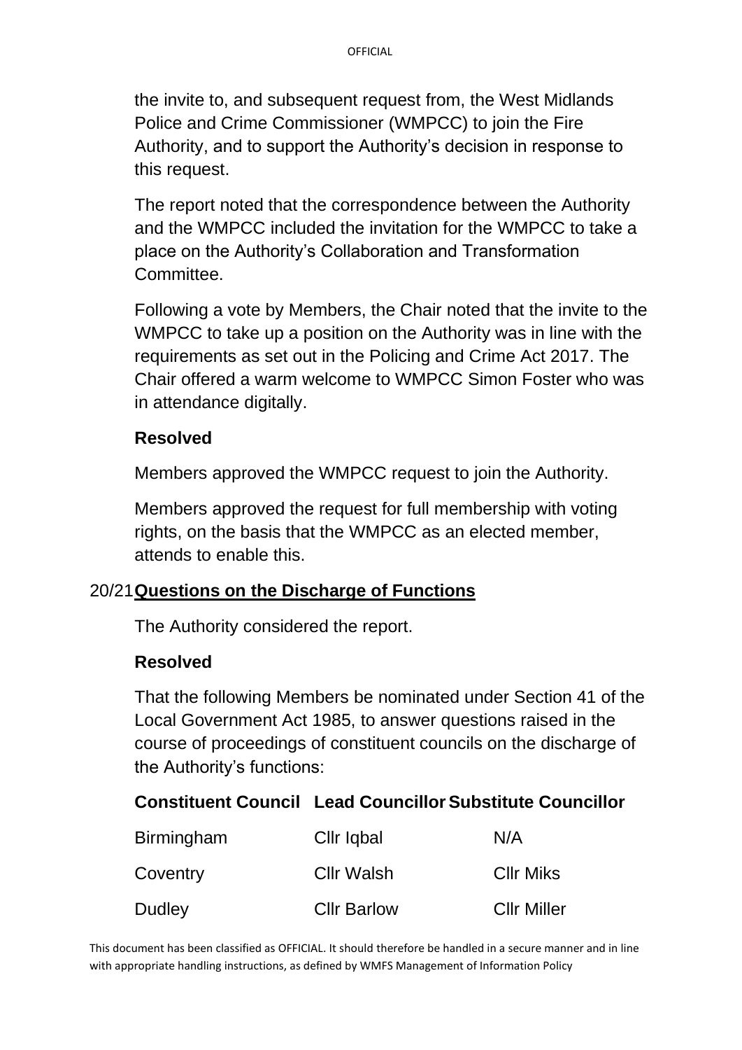the invite to, and subsequent request from, the West Midlands Police and Crime Commissioner (WMPCC) to join the Fire Authority, and to support the Authority's decision in response to this request.

The report noted that the correspondence between the Authority and the WMPCC included the invitation for the WMPCC to take a place on the Authority's Collaboration and Transformation Committee.

Following a vote by Members, the Chair noted that the invite to the WMPCC to take up a position on the Authority was in line with the requirements as set out in the Policing and Crime Act 2017. The Chair offered a warm welcome to WMPCC Simon Foster who was in attendance digitally.

**Resolved**

Members approved the WMPCC request to join the Authority.

Members approved the request for full membership with voting rights, on the basis that the WMPCC as an elected member, attends to enable this.

20/21 **Questions on the Discharge of Functions**

The Authority considered the report.

**Resolved**

That the following Members be nominated under Section 41 of the Local Government Act 1985, to answer questions raised in the course of proceedings of constituent councils on the discharge of the Authority's functions:

| Constituent Council | Lead Councillor | Substitute Councillor |
| --- | --- | --- |
| Birmingham | Cllr Iqbal | N/A |
| Coventry | Cllr Walsh | Cllr Miks |
| Dudley | Cllr Barlow | Cllr Miller |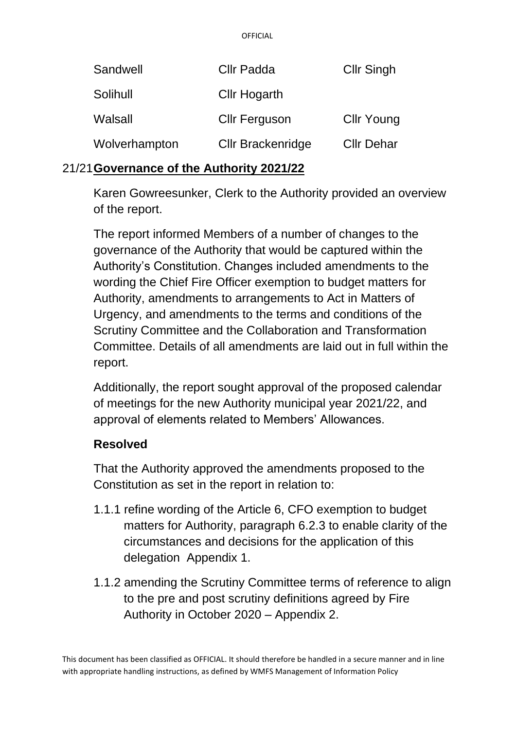| Sandwell | Cllr Padda | Cllr Singh |
|---|---|---|
| Solihull | Cllr Hogarth | |
| Walsall | Cllr Ferguson | Cllr Young |
| Wolverhampton | Cllr Brackenridge | Cllr Dehar |

## 21/21 Governance of the Authority 2021/22

Karen Gowreesunker, Clerk to the Authority provided an overview of the report.

The report informed Members of a number of changes to the governance of the Authority that would be captured within the Authority's Constitution. Changes included amendments to the wording the Chief Fire Officer exemption to budget matters for Authority, amendments to arrangements to Act in Matters of Urgency, and amendments to the terms and conditions of the Scrutiny Committee and the Collaboration and Transformation Committee. Details of all amendments are laid out in full within the report.

Additionally, the report sought approval of the proposed calendar of meetings for the new Authority municipal year 2021/22, and approval of elements related to Members' Allowances.

### Resolved

That the Authority approved the amendments proposed to the Constitution as set in the report in relation to:

1.1.1 refine wording of the Article 6, CFO exemption to budget matters for Authority, paragraph 6.2.3 to enable clarity of the circumstances and decisions for the application of this delegation Appendix 1.

1.1.2 amending the Scrutiny Committee terms of reference to align to the pre and post scrutiny definitions agreed by Fire Authority in October 2020 – Appendix 2.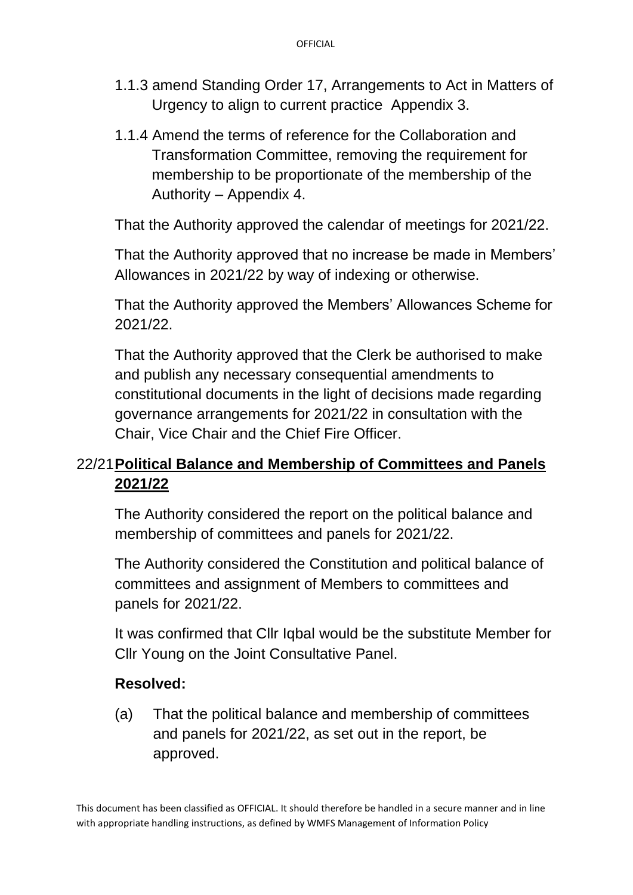1.1.3 amend Standing Order 17, Arrangements to Act in Matters of Urgency to align to current practice Appendix 3.

1.1.4 Amend the terms of reference for the Collaboration and Transformation Committee, removing the requirement for membership to be proportionate of the membership of the Authority – Appendix 4.

That the Authority approved the calendar of meetings for 2021/22.

That the Authority approved that no increase be made in Members' Allowances in 2021/22 by way of indexing or otherwise.

That the Authority approved the Members' Allowances Scheme for 2021/22.

That the Authority approved that the Clerk be authorised to make and publish any necessary consequential amendments to constitutional documents in the light of decisions made regarding governance arrangements for 2021/22 in consultation with the Chair, Vice Chair and the Chief Fire Officer.

## 22/21 **Political Balance and Membership of Committees and Panels 2021/22**

The Authority considered the report on the political balance and membership of committees and panels for 2021/22.

The Authority considered the Constitution and political balance of committees and assignment of Members to committees and panels for 2021/22.

It was confirmed that Cllr Iqbal would be the substitute Member for Cllr Young on the Joint Consultative Panel.

**Resolved:**

(a) That the political balance and membership of committees and panels for 2021/22, as set out in the report, be approved.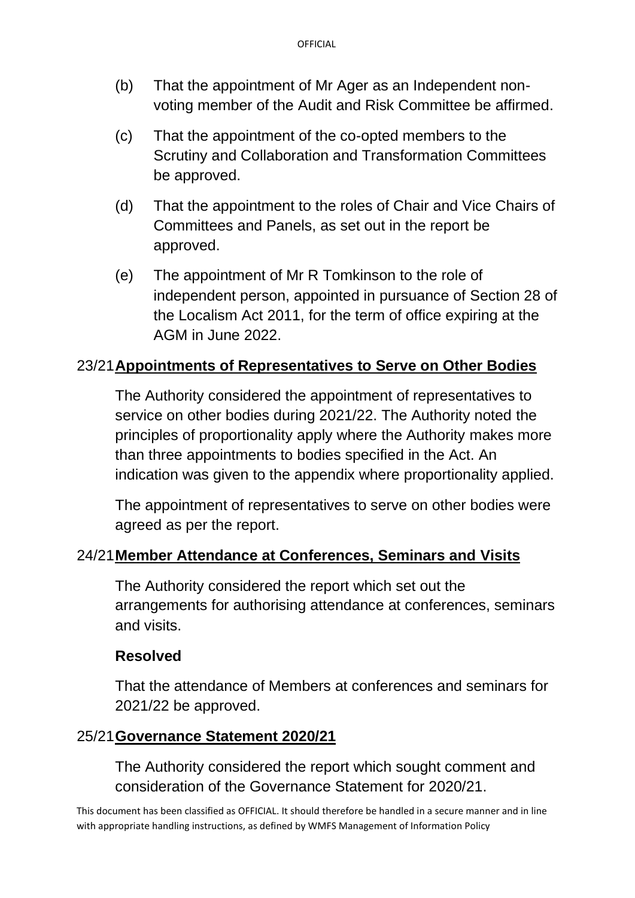(b) That the appointment of Mr Ager as an Independent non-voting member of the Audit and Risk Committee be affirmed.

(c) That the appointment of the co-opted members to the Scrutiny and Collaboration and Transformation Committees be approved.

(d) That the appointment to the roles of Chair and Vice Chairs of Committees and Panels, as set out in the report be approved.

(e) The appointment of Mr R Tomkinson to the role of independent person, appointed in pursuance of Section 28 of the Localism Act 2011, for the term of office expiring at the AGM in June 2022.

## 23/21 **Appointments of Representatives to Serve on Other Bodies**

The Authority considered the appointment of representatives to service on other bodies during 2021/22. The Authority noted the principles of proportionality apply where the Authority makes more than three appointments to bodies specified in the Act. An indication was given to the appendix where proportionality applied.

The appointment of representatives to serve on other bodies were agreed as per the report.

## 24/21 **Member Attendance at Conferences, Seminars and Visits**

The Authority considered the report which set out the arrangements for authorising attendance at conferences, seminars and visits.

**Resolved**

That the attendance of Members at conferences and seminars for 2021/22 be approved.

## 25/21 **Governance Statement 2020/21**

The Authority considered the report which sought comment and consideration of the Governance Statement for 2020/21.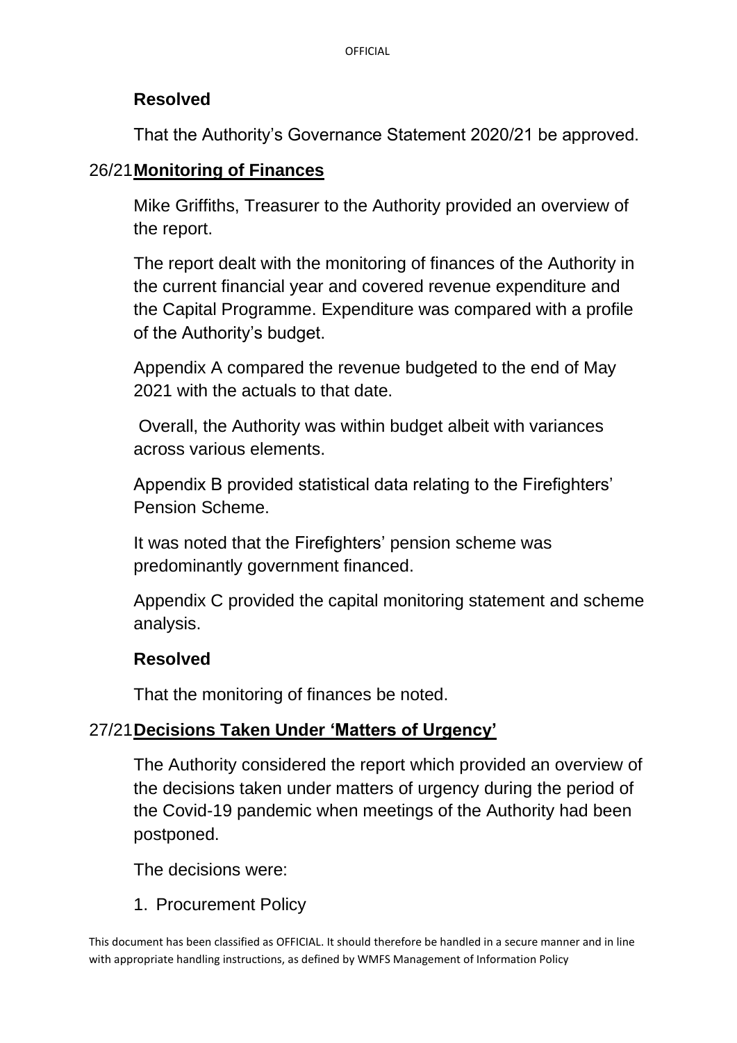**Resolved**

That the Authority's Governance Statement 2020/21 be approved.

## 26/21 Monitoring of Finances

Mike Griffiths, Treasurer to the Authority provided an overview of the report.

The report dealt with the monitoring of finances of the Authority in the current financial year and covered revenue expenditure and the Capital Programme. Expenditure was compared with a profile of the Authority's budget.

Appendix A compared the revenue budgeted to the end of May 2021 with the actuals to that date.

Overall, the Authority was within budget albeit with variances across various elements.

Appendix B provided statistical data relating to the Firefighters' Pension Scheme.

It was noted that the Firefighters' pension scheme was predominantly government financed.

Appendix C provided the capital monitoring statement and scheme analysis.

**Resolved**

That the monitoring of finances be noted.

## 27/21 Decisions Taken Under 'Matters of Urgency'

The Authority considered the report which provided an overview of the decisions taken under matters of urgency during the period of the Covid-19 pandemic when meetings of the Authority had been postponed.

The decisions were:

1. Procurement Policy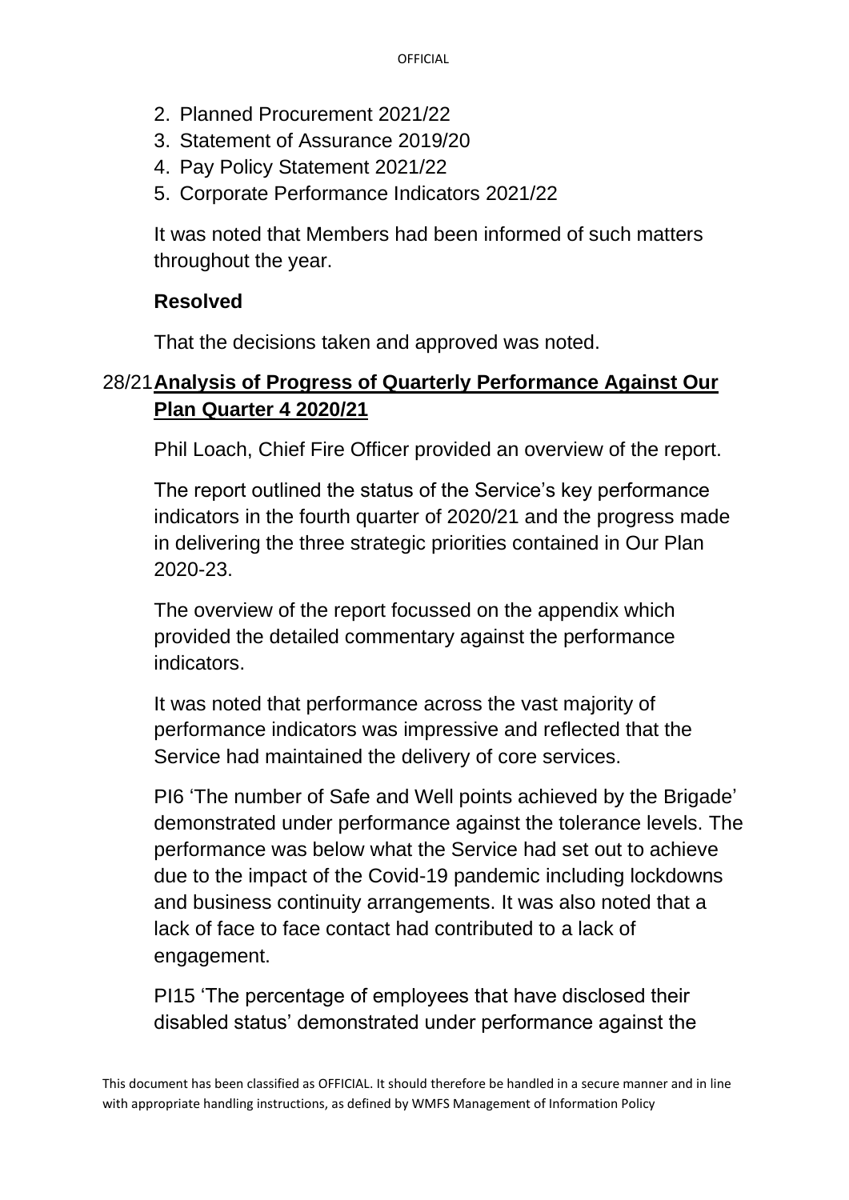2. Planned Procurement 2021/22
3. Statement of Assurance 2019/20
4. Pay Policy Statement 2021/22
5. Corporate Performance Indicators 2021/22

It was noted that Members had been informed of such matters throughout the year.

**Resolved**

That the decisions taken and approved was noted.

## 28/21 Analysis of Progress of Quarterly Performance Against Our Plan Quarter 4 2020/21

Phil Loach, Chief Fire Officer provided an overview of the report.

The report outlined the status of the Service's key performance indicators in the fourth quarter of 2020/21 and the progress made in delivering the three strategic priorities contained in Our Plan 2020-23.

The overview of the report focussed on the appendix which provided the detailed commentary against the performance indicators.

It was noted that performance across the vast majority of performance indicators was impressive and reflected that the Service had maintained the delivery of core services.

PI6 'The number of Safe and Well points achieved by the Brigade' demonstrated under performance against the tolerance levels. The performance was below what the Service had set out to achieve due to the impact of the Covid-19 pandemic including lockdowns and business continuity arrangements. It was also noted that a lack of face to face contact had contributed to a lack of engagement.

PI15 'The percentage of employees that have disclosed their disabled status' demonstrated under performance against the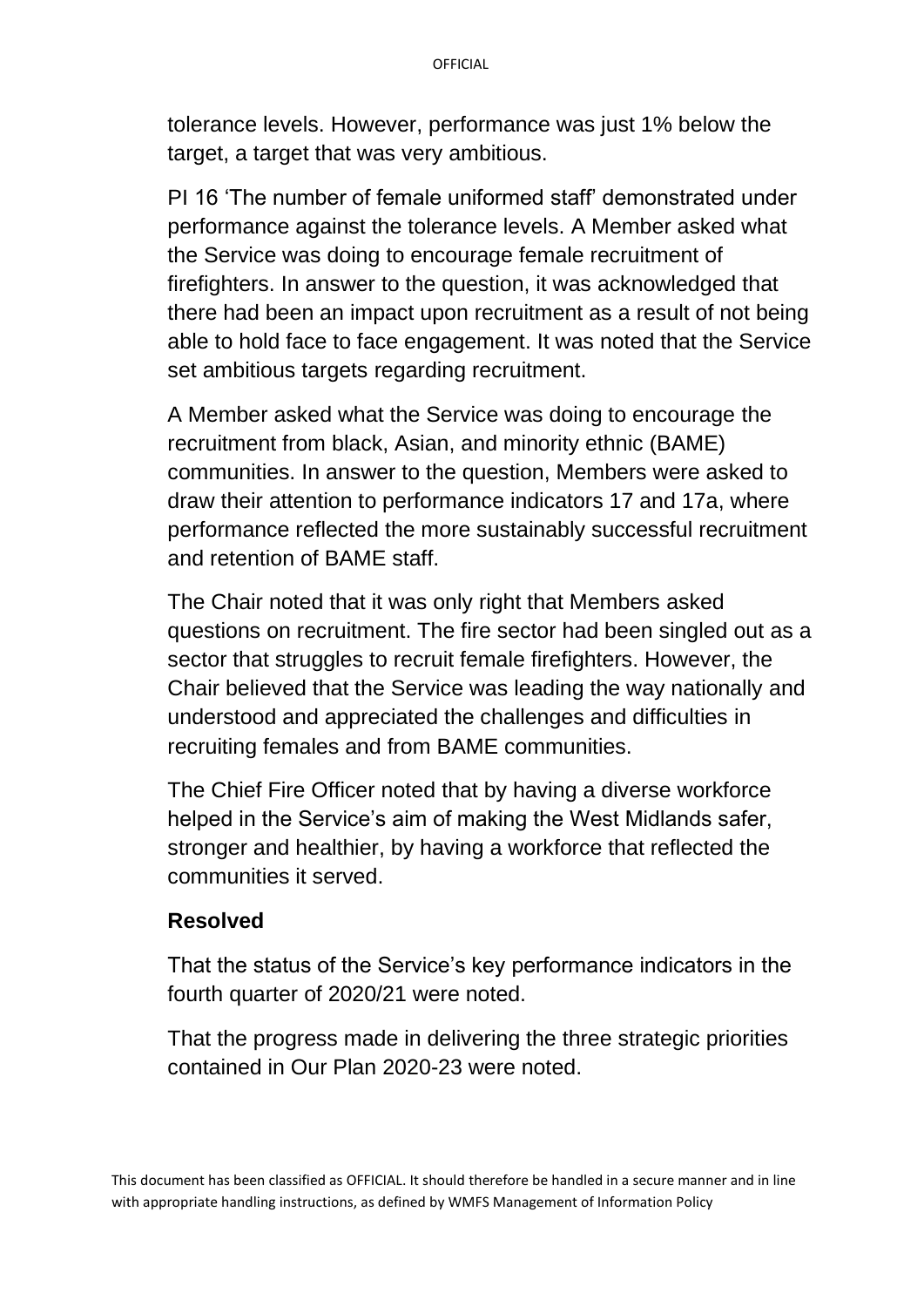tolerance levels. However, performance was just 1% below the target, a target that was very ambitious.

PI 16 'The number of female uniformed staff' demonstrated under performance against the tolerance levels. A Member asked what the Service was doing to encourage female recruitment of firefighters. In answer to the question, it was acknowledged that there had been an impact upon recruitment as a result of not being able to hold face to face engagement. It was noted that the Service set ambitious targets regarding recruitment.

A Member asked what the Service was doing to encourage the recruitment from black, Asian, and minority ethnic (BAME) communities. In answer to the question, Members were asked to draw their attention to performance indicators 17 and 17a, where performance reflected the more sustainably successful recruitment and retention of BAME staff.

The Chair noted that it was only right that Members asked questions on recruitment. The fire sector had been singled out as a sector that struggles to recruit female firefighters. However, the Chair believed that the Service was leading the way nationally and understood and appreciated the challenges and difficulties in recruiting females and from BAME communities.

The Chief Fire Officer noted that by having a diverse workforce helped in the Service's aim of making the West Midlands safer, stronger and healthier, by having a workforce that reflected the communities it served.

**Resolved**

That the status of the Service's key performance indicators in the fourth quarter of 2020/21 were noted.

That the progress made in delivering the three strategic priorities contained in Our Plan 2020-23 were noted.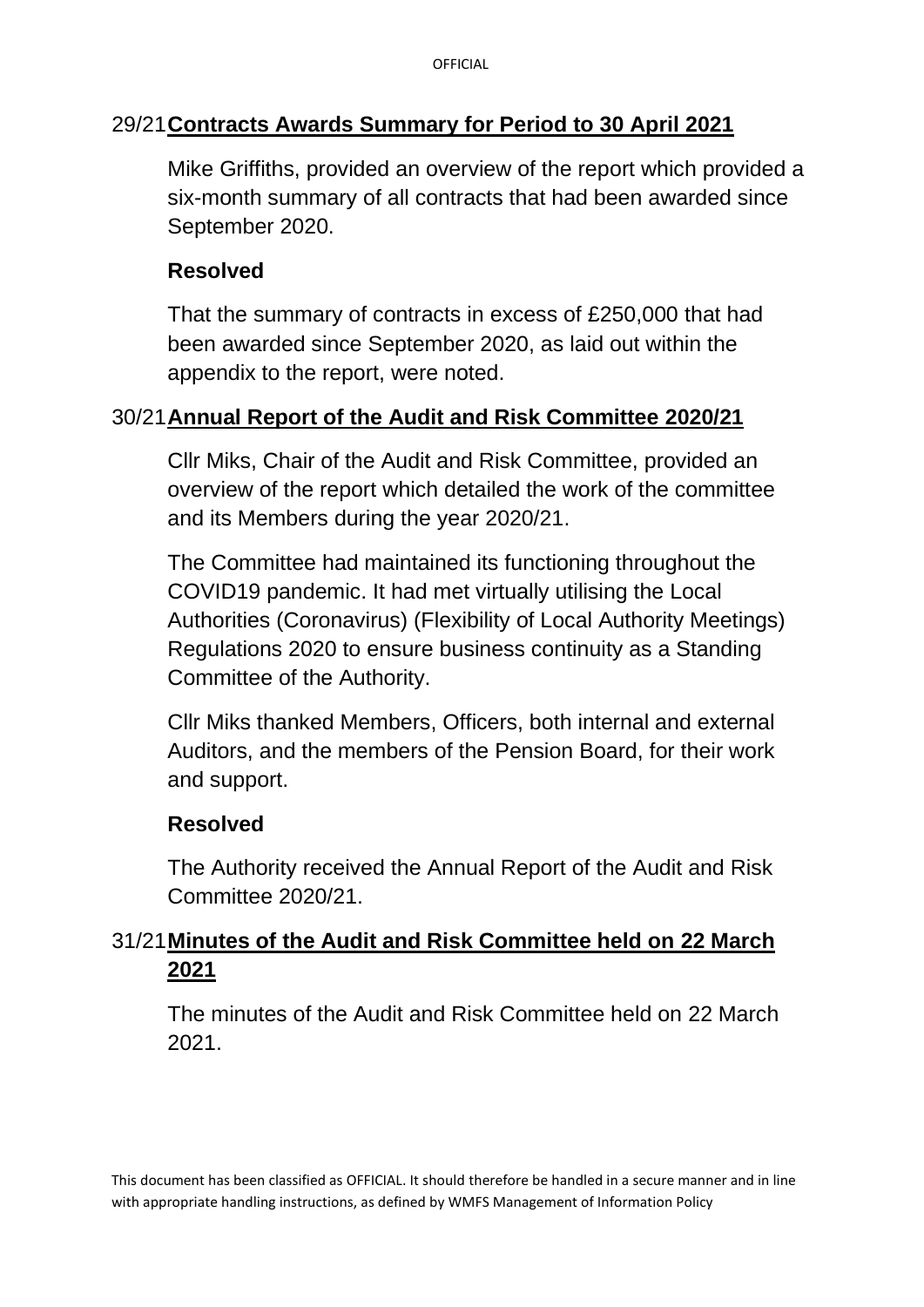## 29/21 Contracts Awards Summary for Period to 30 April 2021

Mike Griffiths, provided an overview of the report which provided a six-month summary of all contracts that had been awarded since September 2020.

**Resolved**

That the summary of contracts in excess of £250,000 that had been awarded since September 2020, as laid out within the appendix to the report, were noted.

## 30/21 Annual Report of the Audit and Risk Committee 2020/21

Cllr Miks, Chair of the Audit and Risk Committee, provided an overview of the report which detailed the work of the committee and its Members during the year 2020/21.

The Committee had maintained its functioning throughout the COVID19 pandemic. It had met virtually utilising the Local Authorities (Coronavirus) (Flexibility of Local Authority Meetings) Regulations 2020 to ensure business continuity as a Standing Committee of the Authority.

Cllr Miks thanked Members, Officers, both internal and external Auditors, and the members of the Pension Board, for their work and support.

**Resolved**

The Authority received the Annual Report of the Audit and Risk Committee 2020/21.

## 31/21 Minutes of the Audit and Risk Committee held on 22 March 2021

The minutes of the Audit and Risk Committee held on 22 March 2021.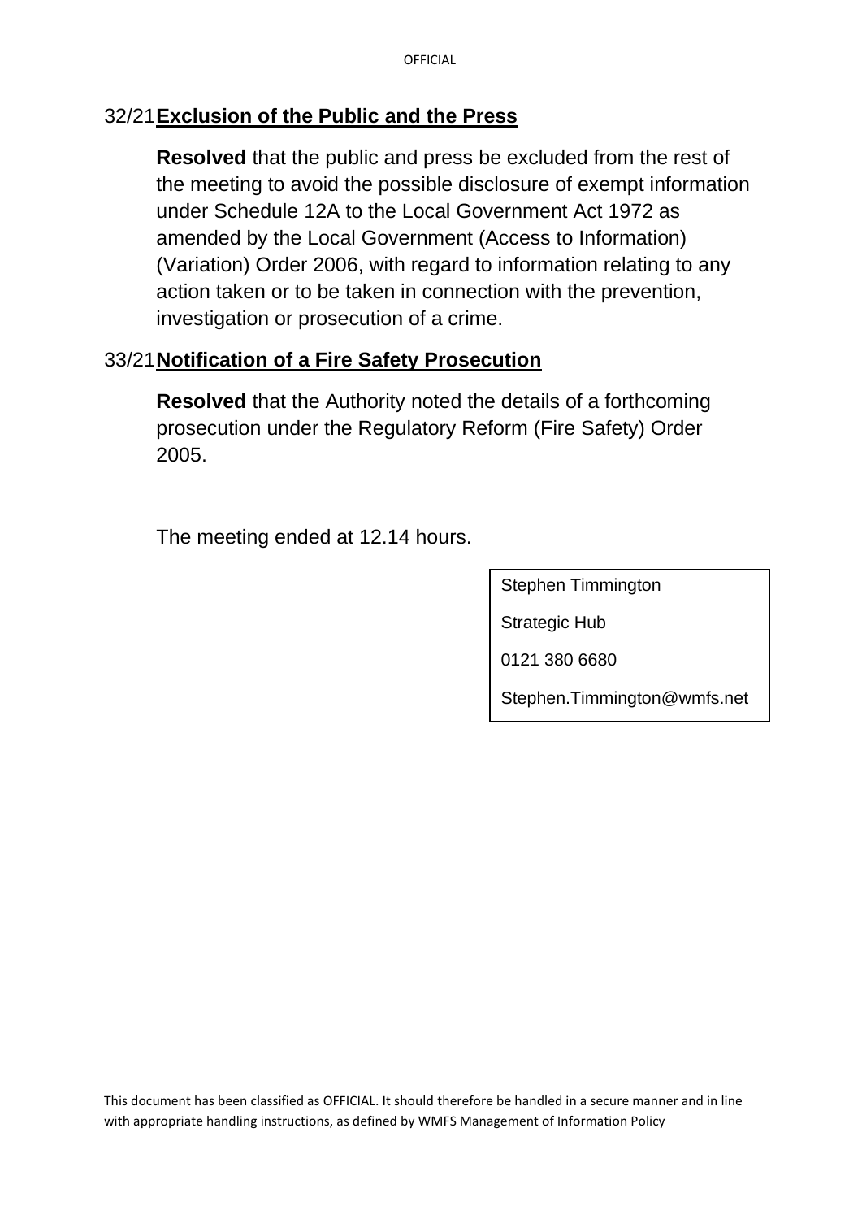32/21 **<u>Exclusion of the Public and the Press</u>**

**Resolved** that the public and press be excluded from the rest of the meeting to avoid the possible disclosure of exempt information under Schedule 12A to the Local Government Act 1972 as amended by the Local Government (Access to Information) (Variation) Order 2006, with regard to information relating to any action taken or to be taken in connection with the prevention, investigation or prosecution of a crime.

33/21 **<u>Notification of a Fire Safety Prosecution</u>**

**Resolved** that the Authority noted the details of a forthcoming prosecution under the Regulatory Reform (Fire Safety) Order 2005.

The meeting ended at 12.14 hours.

| |
|---|
| Stephen Timmington |
| Strategic Hub |
| 0121 380 6680 |
| Stephen.Timmington@wmfs.net |

This document has been classified as OFFICIAL. It should therefore be handled in a secure manner and in line with appropriate handling instructions, as defined by WMFS Management of Information Policy